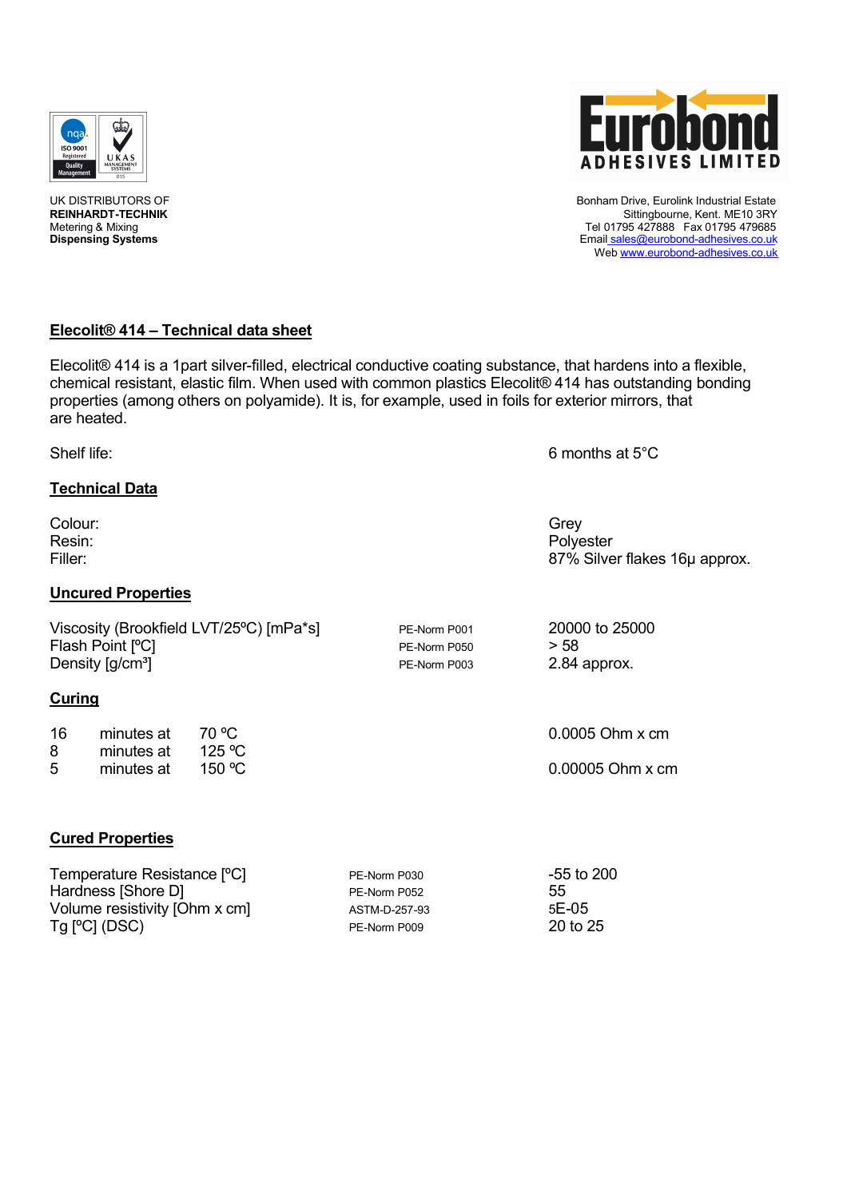UK DISTRIBUTORS OF
**REINHARDT-TECHNIK**
Metering & Mixing
**Dispensing Systems**

Bonham Drive, Eurolink Industrial Estate
Sittingbourne, Kent. ME10 3RY
Tel 01795 427888 Fax 01795 479685
Email sales@eurobond-adhesives.co.uk
Web www.eurobond-adhesives.co.uk

# Elecolit® 414 – Technical data sheet

Elecolit® 414 is a 1part silver-filled, electrical conductive coating substance, that hardens into a flexible, chemical resistant, elastic film. When used with common plastics Elecolit® 414 has outstanding bonding properties (among others on polyamide). It is, for example, used in foils for exterior mirrors, that are heated.

| | |
|---|---|
| Shelf life: | 6 months at 5°C |

## Technical Data

| | |
|---|---|
| Colour: | Grey |
| Resin: | Polyester |
| Filler: | 87% Silver flakes 16µ approx. |

## Uncured Properties

| | | |
|---|---|---|
| Viscosity (Brookfield LVT/25ºC) [mPa*s] | PE-Norm P001 | 20000 to 25000 |
| Flash Point [ºC] | PE-Norm P050 | > 58 |
| Density [g/cm³] | PE-Norm P003 | 2.84 approx. |

## Curing

| | | | |
|---|---|---|---|
| 16 | minutes at | 70 ºC | 0.0005 Ohm x cm |
| 8 | minutes at | 125 ºC | |
| 5 | minutes at | 150 ºC | 0.00005 Ohm x cm |

## Cured Properties

| | | |
|---|---|---|
| Temperature Resistance [ºC] | PE-Norm P030 | -55 to 200 |
| Hardness [Shore D] | PE-Norm P052 | 55 |
| Volume resistivity [Ohm x cm] | ASTM-D-257-93 | 5E-05 |
| Tg [ºC] (DSC) | PE-Norm P009 | 20 to 25 |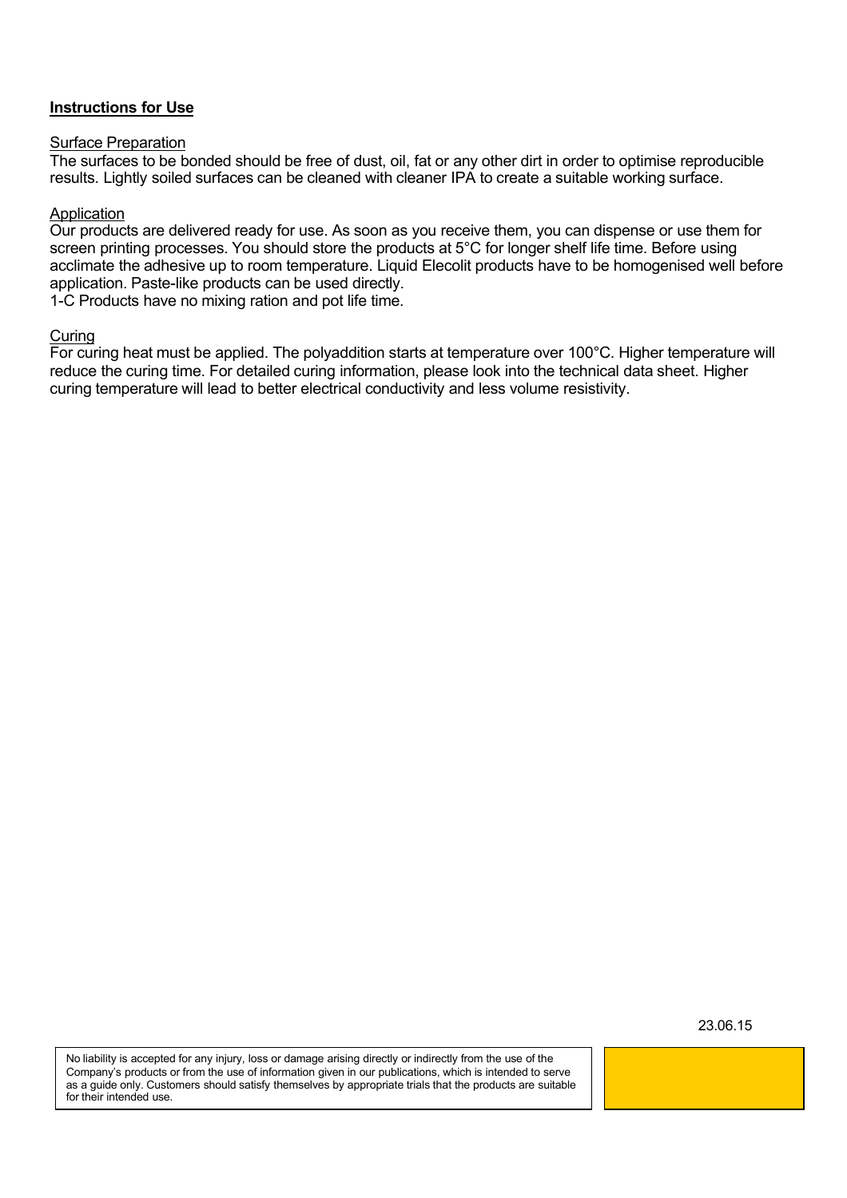## Instructions for Use

### Surface Preparation

The surfaces to be bonded should be free of dust, oil, fat or any other dirt in order to optimise reproducible results. Lightly soiled surfaces can be cleaned with cleaner IPA to create a suitable working surface.

### Application

Our products are delivered ready for use. As soon as you receive them, you can dispense or use them for screen printing processes. You should store the products at 5°C for longer shelf life time. Before using acclimate the adhesive up to room temperature. Liquid Elecolit products have to be homogenised well before application. Paste-like products can be used directly.
1-C Products have no mixing ration and pot life time.

### Curing

For curing heat must be applied. The polyaddition starts at temperature over 100°C. Higher temperature will reduce the curing time. For detailed curing information, please look into the technical data sheet. Higher curing temperature will lead to better electrical conductivity and less volume resistivity.

23.06.15

No liability is accepted for any injury, loss or damage arising directly or indirectly from the use of the Company's products or from the use of information given in our publications, which is intended to serve as a guide only. Customers should satisfy themselves by appropriate trials that the products are suitable for their intended use.